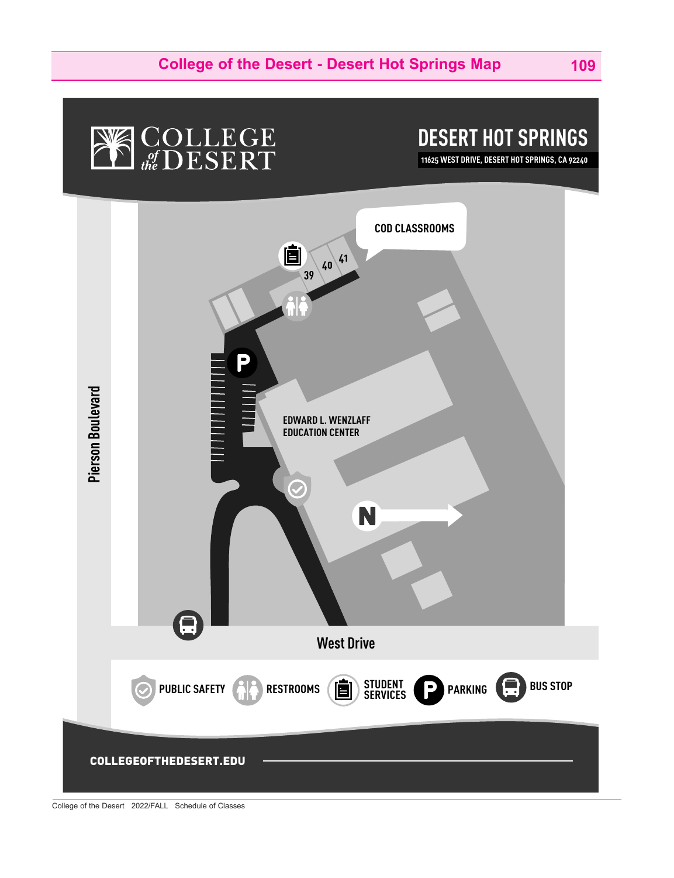# College of the Desert - Desert Hot Springs Map

COLLEGE *of the* DESERT

## DESERT HOT SPRINGS

11625 WEST DRIVE, DESERT HOT SPRINGS, CA 92240

COD CLASSROOMS

39 40 41

EDWARD L. WENZLAFF EDUCATION CENTER

N

Pierson Boulevard

West Drive

PUBLIC SAFETY | RESTROOMS | STUDENT SERVICES | PARKING | BUS STOP

COLLEGEOFTHEDESERT.EDU

College of the Desert 2022/FALL Schedule of Classes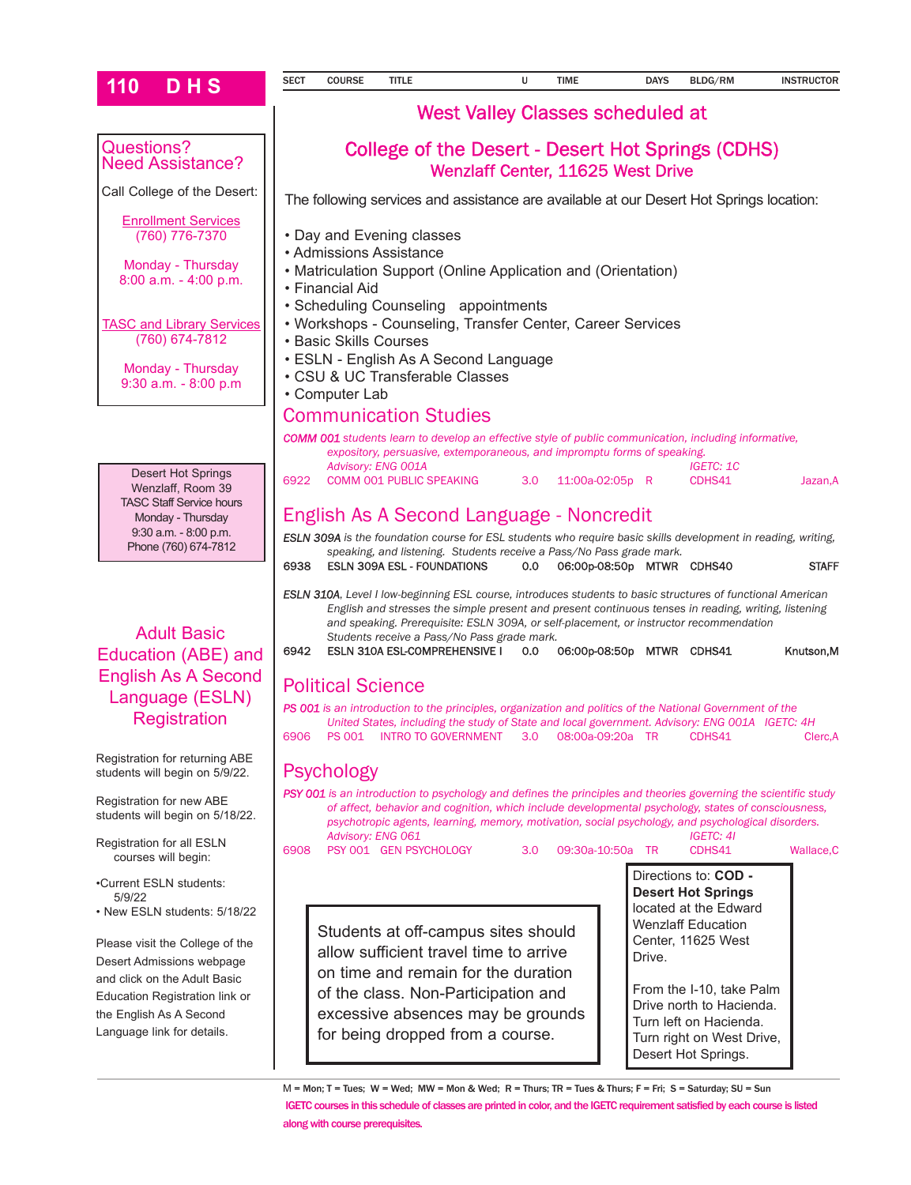| SECT | COURSE | TITLE | U | TIME | DAYS | BLDG/RM | INSTRUCTOR |
|---|---|---|---|---|---|---|---|

## West Valley Classes scheduled at

## College of the Desert - Desert Hot Springs (CDHS)

### Wenzlaff Center, 11625 West Drive

The following services and assistance are available at our Desert Hot Springs location:

- Day and Evening classes
- Admissions Assistance
- Matriculation Support (Online Application and (Orientation)
- Financial Aid
- Scheduling Counseling appointments
- Workshops - Counseling, Transfer Center, Career Services
- Basic Skills Courses
- ESLN - English As A Second Language
- CSU & UC Transferable Classes
- Computer Lab

## Communication Studies

*COMM 001 students learn to develop an effective style of public communication, including informative, expository, persuasive, extemporaneous, and impromptu forms of speaking.*
*Advisory: ENG 001A* — *IGETC: 1C*

| | | | | | | | |
|---|---|---|---|---|---|---|---|
| 6922 | COMM 001 | PUBLIC SPEAKING | 3.0 | 11:00a-02:05p | R | CDHS41 | Jazan,A |

## English As A Second Language - Noncredit

*ESLN 309A is the foundation course for ESL students who require basic skills development in reading, writing, speaking, and listening. Students receive a Pass/No Pass grade mark.*

| | | | | | | | |
|---|---|---|---|---|---|---|---|
| 6938 | ESLN 309A | ESL - FOUNDATIONS | 0.0 | 06:00p-08:50p | MTWR | CDHS40 | STAFF |

*ESLN 310A, Level I low-beginning ESL course, introduces students to basic structures of functional American English and stresses the simple present and present continuous tenses in reading, writing, listening and speaking. Prerequisite: ESLN 309A, or self-placement, or instructor recommendation Students receive a Pass/No Pass grade mark.*

| | | | | | | | |
|---|---|---|---|---|---|---|---|
| 6942 | ESLN 310A | ESL-COMPREHENSIVE I | 0.0 | 06:00p-08:50p | MTWR | CDHS41 | Knutson,M |

## Political Science

*PS 001 is an introduction to the principles, organization and politics of the National Government of the United States, including the study of State and local government. Advisory: ENG 001A IGETC: 4H*

| | | | | | | | |
|---|---|---|---|---|---|---|---|
| 6906 | PS 001 | INTRO TO GOVERNMENT | 3.0 | 08:00a-09:20a | TR | CDHS41 | Clerc,A |

## Psychology

*PSY 001 is an introduction to psychology and defines the principles and theories governing the scientific study of affect, behavior and cognition, which include developmental psychology, states of consciousness, psychotropic agents, learning, memory, motivation, social psychology, and psychological disorders.*
*Advisory: ENG 061* — *IGETC: 4I*

| | | | | | | | |
|---|---|---|---|---|---|---|---|
| 6908 | PSY 001 | GEN PSYCHOLOGY | 3.0 | 09:30a-10:50a | TR | CDHS41 | Wallace,C |

Students at off-campus sites should allow sufficient travel time to arrive on time and remain for the duration of the class. Non-Participation and excessive absences may be grounds for being dropped from a course.

Directions to: **COD - Desert Hot Springs** located at the Edward Wenzlaff Education Center, 11625 West Drive.

From the I-10, take Palm Drive north to Hacienda. Turn left on Hacienda. Turn right on West Drive, Desert Hot Springs.

### Questions? Need Assistance?

Call College of the Desert:

Enrollment Services
(760) 776-7370

Monday - Thursday
8:00 a.m. - 4:00 p.m.

TASC and Library Services
(760) 674-7812

Monday - Thursday
9:30 a.m. - 8:00 p.m

Desert Hot Springs
Wenzlaff, Room 39
TASC Staff Service hours
Monday - Thursday
9:30 a.m. - 8:00 p.m.
Phone (760) 674-7812

### Adult Basic Education (ABE) and English As A Second Language (ESLN) Registration

Registration for returning ABE students will begin on 5/9/22.

Registration for new ABE students will begin on 5/18/22.

Registration for all ESLN courses will begin:

- Current ESLN students: 5/9/22
- New ESLN students: 5/18/22

Please visit the College of the Desert Admissions webpage and click on the Adult Basic Education Registration link or the English As A Second Language link for details.

M = Mon; T = Tues; W = Wed; MW = Mon & Wed; R = Thurs; TR = Tues & Thurs; F = Fri; S = Saturday; SU = Sun

IGETC courses in this schedule of classes are printed in color, and the IGETC requirement satisfied by each course is listed along with course prerequisites.